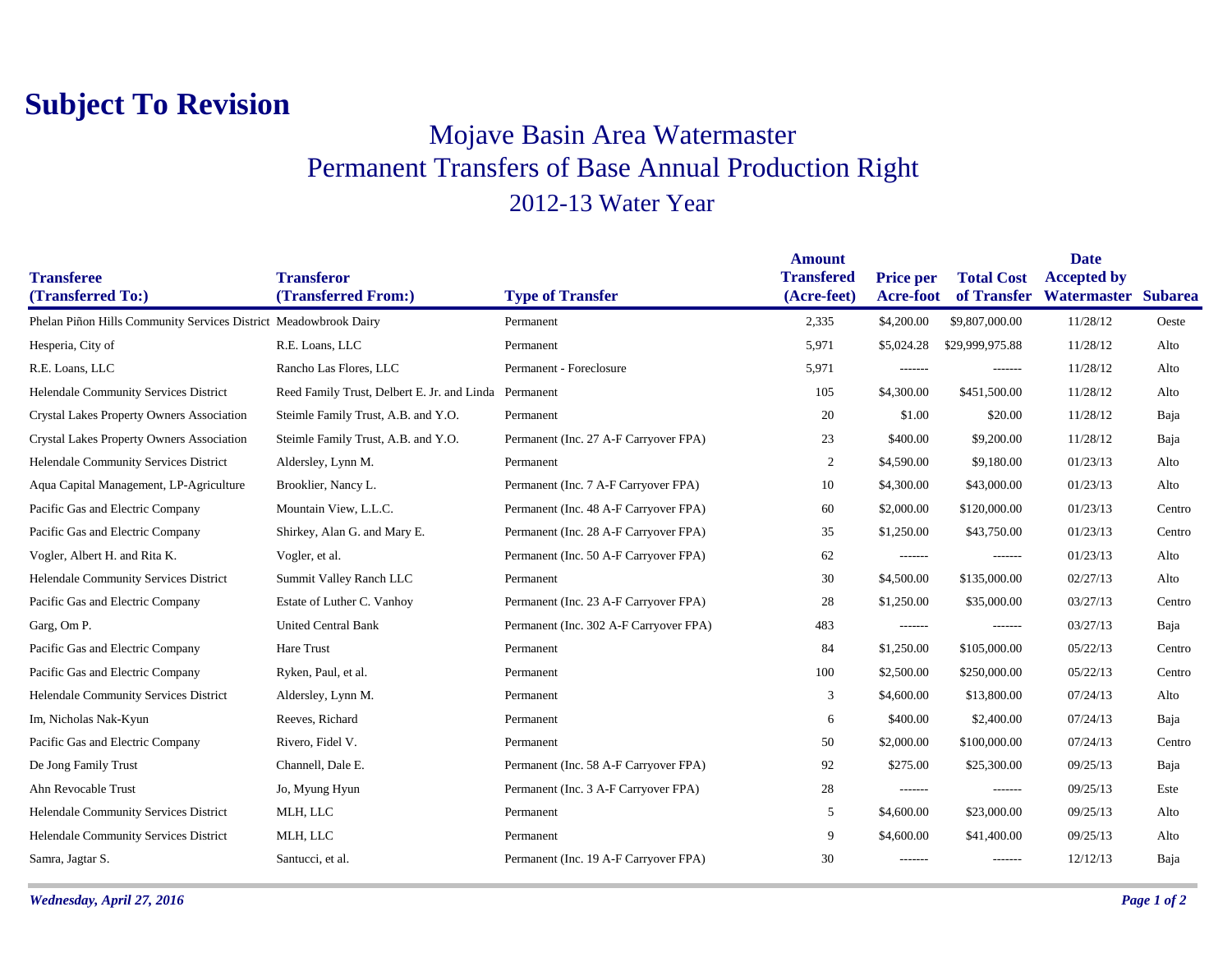# Subject To Revision

## Mojave Basin Area Watermaster
## Permanent Transfers of Base Annual Production Right
## 2012-13 Water Year

| Transferee (Transferred To:) | Transferor (Transferred From:) | Type of Transfer | Amount Transfered (Acre-feet) | Price per Acre-foot | Total Cost of Transfer | Date Accepted by Watermaster | Subarea |
|---|---|---|---|---|---|---|---|
| Phelan Piñon Hills Community Services District | Meadowbrook Dairy | Permanent | 2,335 | $4,200.00 | $9,807,000.00 | 11/28/12 | Oeste |
| Hesperia, City of | R.E. Loans, LLC | Permanent | 5,971 | $5,024.28 | $29,999,975.88 | 11/28/12 | Alto |
| R.E. Loans, LLC | Rancho Las Flores, LLC | Permanent - Foreclosure | 5,971 | ------- | ------- | 11/28/12 | Alto |
| Helendale Community Services District | Reed Family Trust, Delbert E. Jr. and Linda | Permanent | 105 | $4,300.00 | $451,500.00 | 11/28/12 | Alto |
| Crystal Lakes Property Owners Association | Steimle Family Trust, A.B. and Y.O. | Permanent | 20 | $1.00 | $20.00 | 11/28/12 | Baja |
| Crystal Lakes Property Owners Association | Steimle Family Trust, A.B. and Y.O. | Permanent (Inc. 27 A-F Carryover FPA) | 23 | $400.00 | $9,200.00 | 11/28/12 | Baja |
| Helendale Community Services District | Aldersley, Lynn M. | Permanent | 2 | $4,590.00 | $9,180.00 | 01/23/13 | Alto |
| Aqua Capital Management, LP-Agriculture | Brooklier, Nancy L. | Permanent (Inc. 7 A-F Carryover FPA) | 10 | $4,300.00 | $43,000.00 | 01/23/13 | Alto |
| Pacific Gas and Electric Company | Mountain View, L.L.C. | Permanent (Inc. 48 A-F Carryover FPA) | 60 | $2,000.00 | $120,000.00 | 01/23/13 | Centro |
| Pacific Gas and Electric Company | Shirkey, Alan G. and Mary E. | Permanent (Inc. 28 A-F Carryover FPA) | 35 | $1,250.00 | $43,750.00 | 01/23/13 | Centro |
| Vogler, Albert H. and Rita K. | Vogler, et al. | Permanent (Inc. 50 A-F Carryover FPA) | 62 | ------- | ------- | 01/23/13 | Alto |
| Helendale Community Services District | Summit Valley Ranch LLC | Permanent | 30 | $4,500.00 | $135,000.00 | 02/27/13 | Alto |
| Pacific Gas and Electric Company | Estate of Luther C. Vanhoy | Permanent (Inc. 23 A-F Carryover FPA) | 28 | $1,250.00 | $35,000.00 | 03/27/13 | Centro |
| Garg, Om P. | United Central Bank | Permanent (Inc. 302 A-F Carryover FPA) | 483 | ------- | ------- | 03/27/13 | Baja |
| Pacific Gas and Electric Company | Hare Trust | Permanent | 84 | $1,250.00 | $105,000.00 | 05/22/13 | Centro |
| Pacific Gas and Electric Company | Ryken, Paul, et al. | Permanent | 100 | $2,500.00 | $250,000.00 | 05/22/13 | Centro |
| Helendale Community Services District | Aldersley, Lynn M. | Permanent | 3 | $4,600.00 | $13,800.00 | 07/24/13 | Alto |
| Im, Nicholas Nak-Kyun | Reeves, Richard | Permanent | 6 | $400.00 | $2,400.00 | 07/24/13 | Baja |
| Pacific Gas and Electric Company | Rivero, Fidel V. | Permanent | 50 | $2,000.00 | $100,000.00 | 07/24/13 | Centro |
| De Jong Family Trust | Channell, Dale E. | Permanent (Inc. 58 A-F Carryover FPA) | 92 | $275.00 | $25,300.00 | 09/25/13 | Baja |
| Ahn Revocable Trust | Jo, Myung Hyun | Permanent (Inc. 3 A-F Carryover FPA) | 28 | ------- | ------- | 09/25/13 | Este |
| Helendale Community Services District | MLH, LLC | Permanent | 5 | $4,600.00 | $23,000.00 | 09/25/13 | Alto |
| Helendale Community Services District | MLH, LLC | Permanent | 9 | $4,600.00 | $41,400.00 | 09/25/13 | Alto |
| Samra, Jagtar S. | Santucci, et al. | Permanent (Inc. 19 A-F Carryover FPA) | 30 | ------- | ------- | 12/12/13 | Baja |

*Wednesday, April 27, 2016*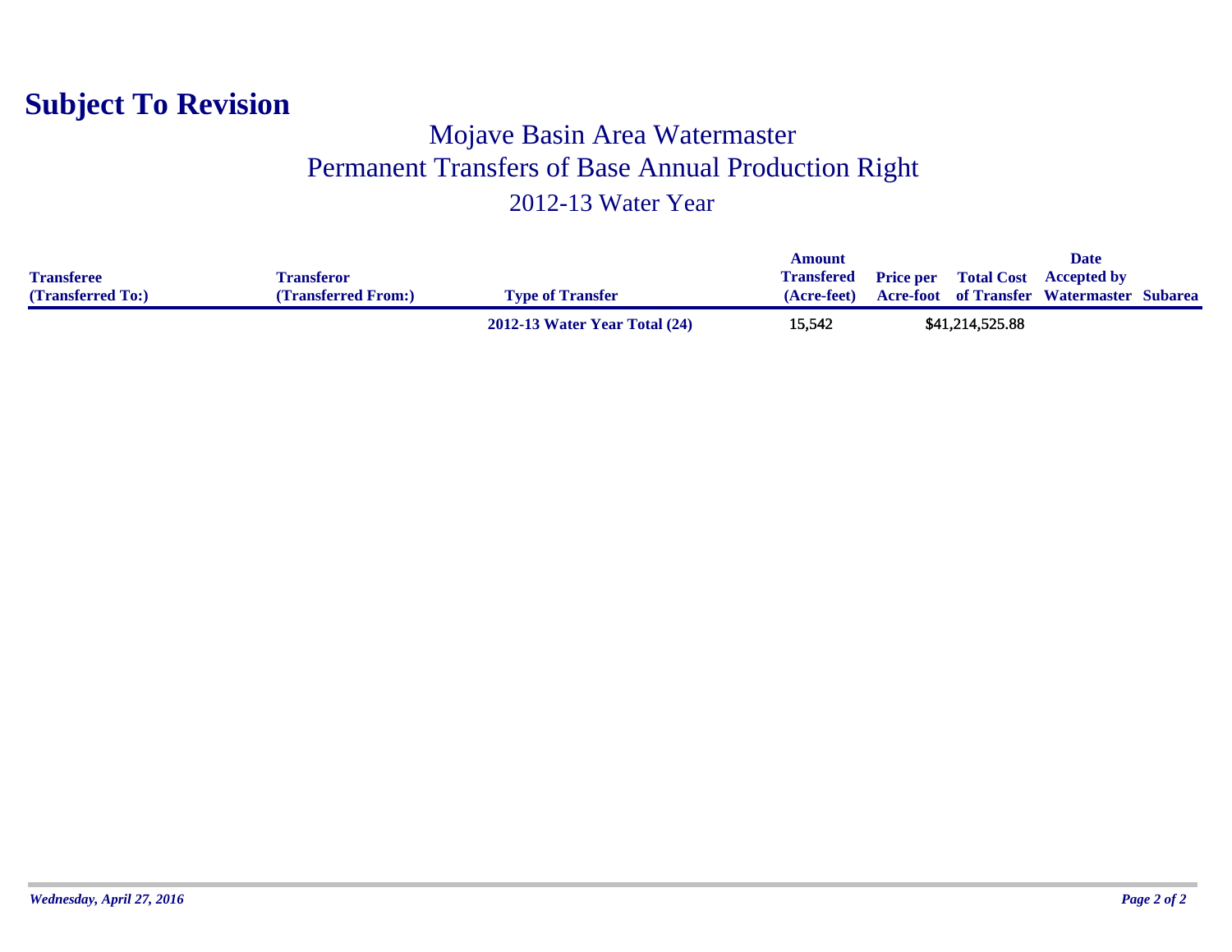**Subject To Revision**

# Mojave Basin Area Watermaster

## Permanent Transfers of Base Annual Production Right

## 2012-13 Water Year

| Transferee (Transferred To:) | Transferor (Transferred From:) | Type of Transfer | Amount Transfered (Acre-feet) | Price per Acre-foot | Total Cost of Transfer | Date Accepted by Watermaster | Subarea |
|---|---|---|---|---|---|---|---|
| | | **2012-13 Water Year Total (24)** | 15,542 | | $41,214,525.88 | | |